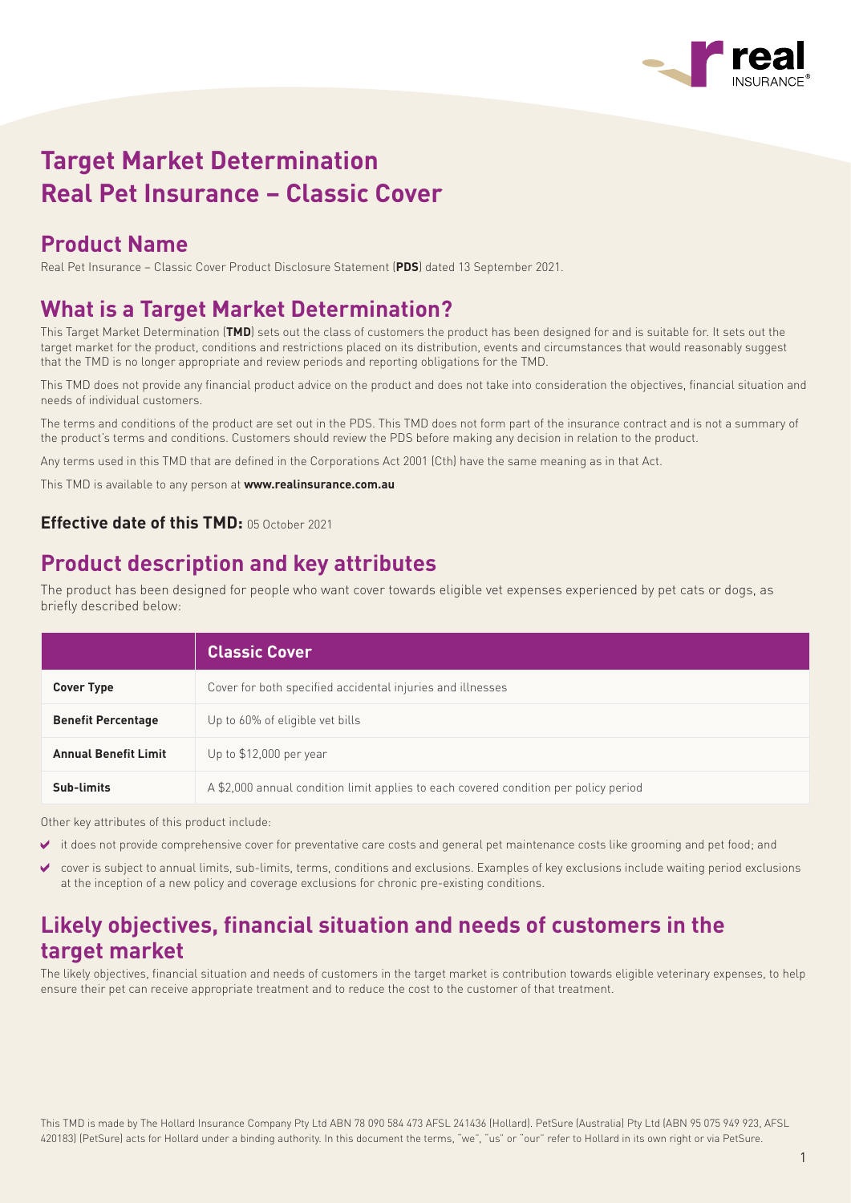# Target Market Determination Real Pet Insurance – Classic Cover

## Product Name

Real Pet Insurance – Classic Cover Product Disclosure Statement (**PDS**) dated 13 September 2021.

## What is a Target Market Determination?

This Target Market Determination (**TMD**) sets out the class of customers the product has been designed for and is suitable for. It sets out the target market for the product, conditions and restrictions placed on its distribution, events and circumstances that would reasonably suggest that the TMD is no longer appropriate and review periods and reporting obligations for the TMD.

This TMD does not provide any financial product advice on the product and does not take into consideration the objectives, financial situation and needs of individual customers.

The terms and conditions of the product are set out in the PDS. This TMD does not form part of the insurance contract and is not a summary of the product's terms and conditions. Customers should review the PDS before making any decision in relation to the product.

Any terms used in this TMD that are defined in the Corporations Act 2001 (Cth) have the same meaning as in that Act.

This TMD is available to any person at **www.realinsurance.com.au**

**Effective date of this TMD:** 05 October 2021

## Product description and key attributes

The product has been designed for people who want cover towards eligible vet expenses experienced by pet cats or dogs, as briefly described below:

| | Classic Cover |
|---|---|
| **Cover Type** | Cover for both specified accidental injuries and illnesses |
| **Benefit Percentage** | Up to 60% of eligible vet bills |
| **Annual Benefit Limit** | Up to $12,000 per year |
| **Sub-limits** | A $2,000 annual condition limit applies to each covered condition per policy period |

Other key attributes of this product include:

- it does not provide comprehensive cover for preventative care costs and general pet maintenance costs like grooming and pet food; and
- cover is subject to annual limits, sub-limits, terms, conditions and exclusions. Examples of key exclusions include waiting period exclusions at the inception of a new policy and coverage exclusions for chronic pre-existing conditions.

## Likely objectives, financial situation and needs of customers in the target market

The likely objectives, financial situation and needs of customers in the target market is contribution towards eligible veterinary expenses, to help ensure their pet can receive appropriate treatment and to reduce the cost to the customer of that treatment.

This TMD is made by The Hollard Insurance Company Pty Ltd ABN 78 090 584 473 AFSL 241436 (Hollard). PetSure (Australia) Pty Ltd (ABN 95 075 949 923, AFSL 420183) (PetSure) acts for Hollard under a binding authority. In this document the terms, "we", "us" or "our" refer to Hollard in its own right or via PetSure.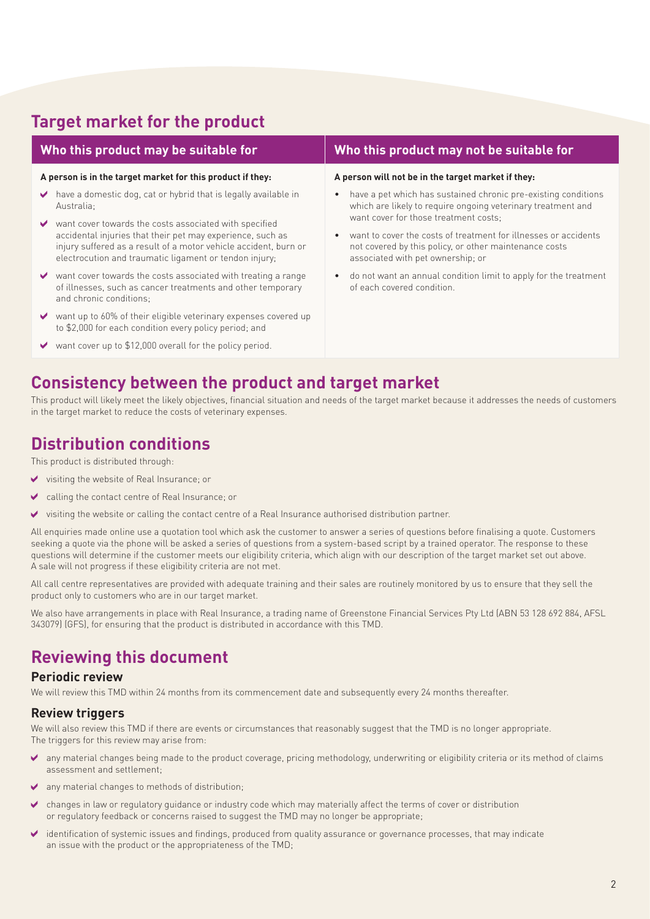## Target market for the product

| Who this product may be suitable for | Who this product may not be suitable for |
|---|---|
| **A person is in the target market for this product if they:** | **A person will not be in the target market if they:** |
| ✔ have a domestic dog, cat or hybrid that is legally available in Australia; | • have a pet which has sustained chronic pre-existing conditions which are likely to require ongoing veterinary treatment and want cover for those treatment costs; |
| ✔ want cover towards the costs associated with specified accidental injuries that their pet may experience, such as injury suffered as a result of a motor vehicle accident, burn or electrocution and traumatic ligament or tendon injury; | • want to cover the costs of treatment for illnesses or accidents not covered by this policy, or other maintenance costs associated with pet ownership; or |
| ✔ want cover towards the costs associated with treating a range of illnesses, such as cancer treatments and other temporary and chronic conditions; | • do not want an annual condition limit to apply for the treatment of each covered condition. |
| ✔ want up to 60% of their eligible veterinary expenses covered up to $2,000 for each condition every policy period; and | |
| ✔ want cover up to $12,000 overall for the policy period. | |

## Consistency between the product and target market

This product will likely meet the likely objectives, financial situation and needs of the target market because it addresses the needs of customers in the target market to reduce the costs of veterinary expenses.

## Distribution conditions

This product is distributed through:

- visiting the website of Real Insurance; or
- calling the contact centre of Real Insurance; or
- visiting the website or calling the contact centre of a Real Insurance authorised distribution partner.

All enquiries made online use a quotation tool which ask the customer to answer a series of questions before finalising a quote. Customers seeking a quote via the phone will be asked a series of questions from a system-based script by a trained operator. The response to these questions will determine if the customer meets our eligibility criteria, which align with our description of the target market set out above. A sale will not progress if these eligibility criteria are not met.

All call centre representatives are provided with adequate training and their sales are routinely monitored by us to ensure that they sell the product only to customers who are in our target market.

We also have arrangements in place with Real Insurance, a trading name of Greenstone Financial Services Pty Ltd (ABN 53 128 692 884, AFSL 343079) (GFS), for ensuring that the product is distributed in accordance with this TMD.

## Reviewing this document

### Periodic review

We will review this TMD within 24 months from its commencement date and subsequently every 24 months thereafter.

### Review triggers

We will also review this TMD if there are events or circumstances that reasonably suggest that the TMD is no longer appropriate. The triggers for this review may arise from:

- any material changes being made to the product coverage, pricing methodology, underwriting or eligibility criteria or its method of claims assessment and settlement;
- any material changes to methods of distribution;
- changes in law or regulatory guidance or industry code which may materially affect the terms of cover or distribution or regulatory feedback or concerns raised to suggest the TMD may no longer be appropriate;
- identification of systemic issues and findings, produced from quality assurance or governance processes, that may indicate an issue with the product or the appropriateness of the TMD;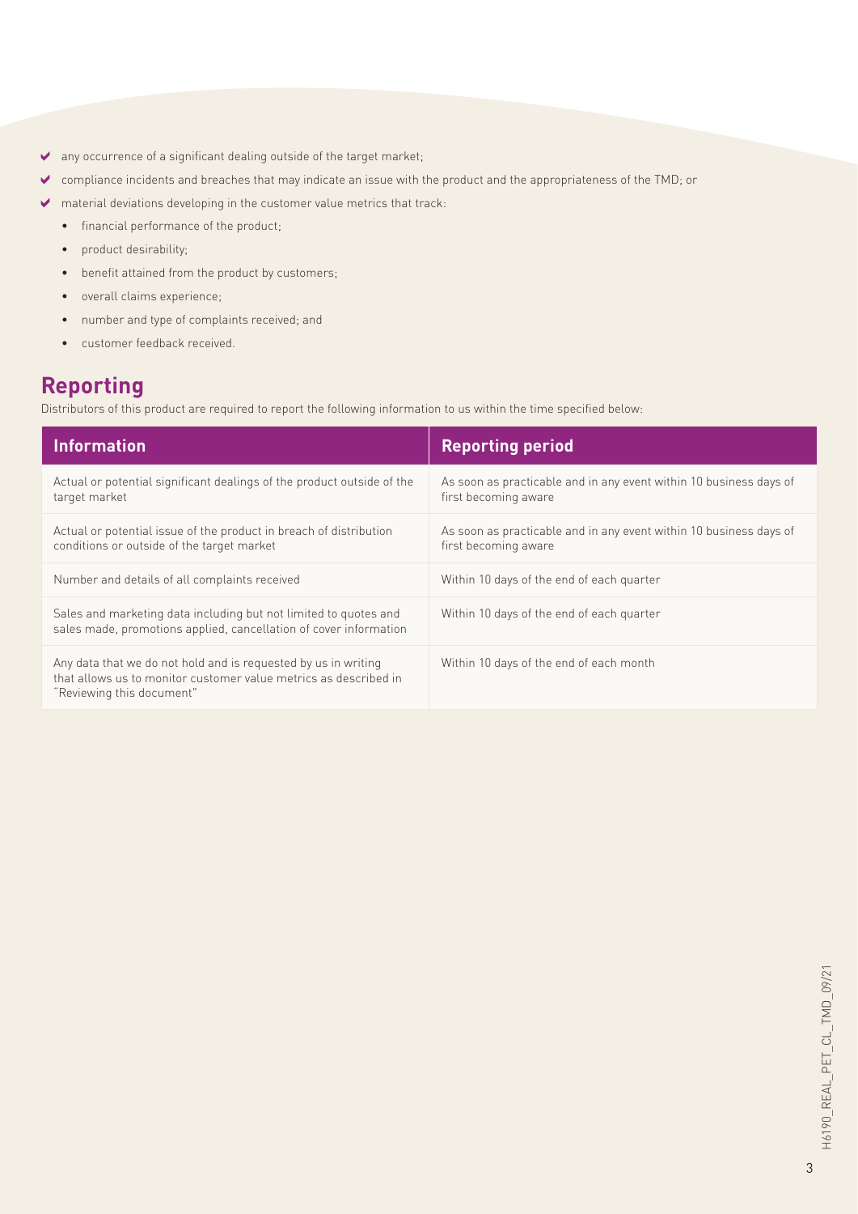- any occurrence of a significant dealing outside of the target market;
- compliance incidents and breaches that may indicate an issue with the product and the appropriateness of the TMD; or
- material deviations developing in the customer value metrics that track:
  - financial performance of the product;
  - product desirability;
  - benefit attained from the product by customers;
  - overall claims experience;
  - number and type of complaints received; and
  - customer feedback received.

## Reporting

Distributors of this product are required to report the following information to us within the time specified below:

| Information | Reporting period |
| --- | --- |
| Actual or potential significant dealings of the product outside of the target market | As soon as practicable and in any event within 10 business days of first becoming aware |
| Actual or potential issue of the product in breach of distribution conditions or outside of the target market | As soon as practicable and in any event within 10 business days of first becoming aware |
| Number and details of all complaints received | Within 10 days of the end of each quarter |
| Sales and marketing data including but not limited to quotes and sales made, promotions applied, cancellation of cover information | Within 10 days of the end of each quarter |
| Any data that we do not hold and is requested by us in writing that allows us to monitor customer value metrics as described in "Reviewing this document" | Within 10 days of the end of each month |

H6190_REAL_PET_CL_TMD_09/21